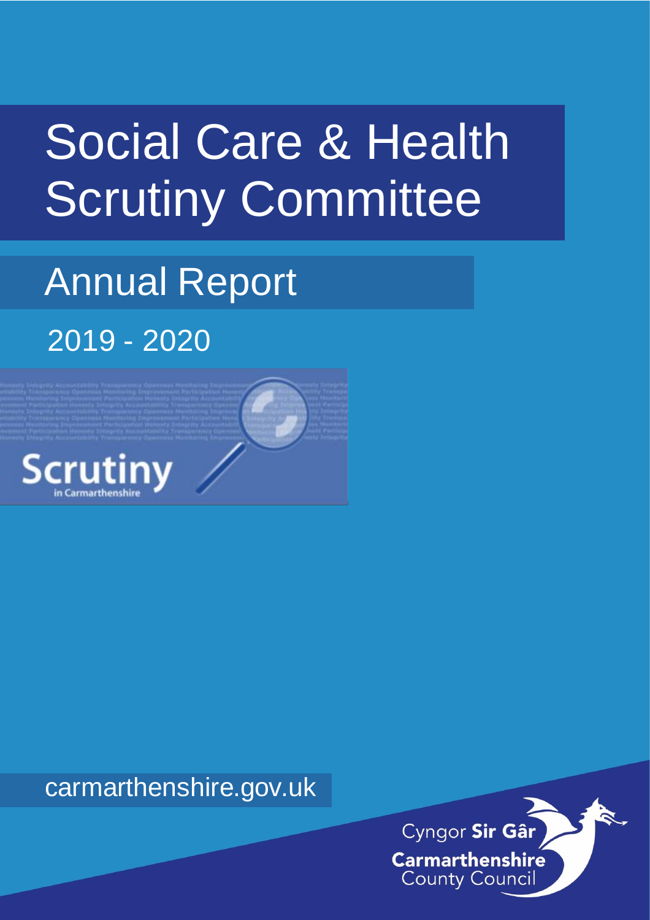# Social Care & Health Scrutiny Committee

## Annual Report

2019 - 2020

Scrutiny in Carmarthenshire

carmarthenshire.gov.uk

Cyngor **Sir Gâr**
**Carmarthenshire**
County Council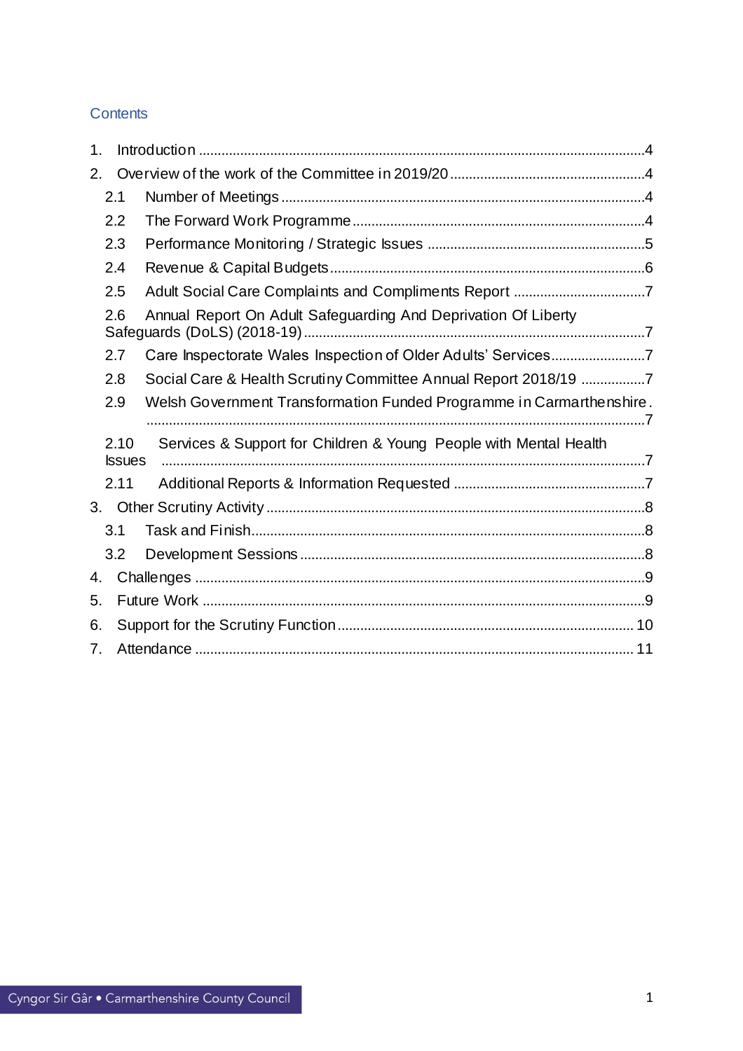## Contents

1. Introduction ..... 4
2. Overview of the work of the Committee in 2019/20 ..... 4
   - 2.1 Number of Meetings ..... 4
   - 2.2 The Forward Work Programme ..... 4
   - 2.3 Performance Monitoring / Strategic Issues ..... 5
   - 2.4 Revenue & Capital Budgets ..... 6
   - 2.5 Adult Social Care Complaints and Compliments Report ..... 7
   - 2.6 Annual Report On Adult Safeguarding And Deprivation Of Liberty Safeguards (DoLS) (2018-19) ..... 7
   - 2.7 Care Inspectorate Wales Inspection of Older Adults' Services ..... 7
   - 2.8 Social Care & Health Scrutiny Committee Annual Report 2018/19 ..... 7
   - 2.9 Welsh Government Transformation Funded Programme in Carmarthenshire ..... 7
   - 2.10 Services & Support for Children & Young People with Mental Health Issues ..... 7
   - 2.11 Additional Reports & Information Requested ..... 7
3. Other Scrutiny Activity ..... 8
   - 3.1 Task and Finish ..... 8
   - 3.2 Development Sessions ..... 8
4. Challenges ..... 9
5. Future Work ..... 9
6. Support for the Scrutiny Function ..... 10
7. Attendance ..... 11

Cyngor Sir Gâr • Carmarthenshire County Council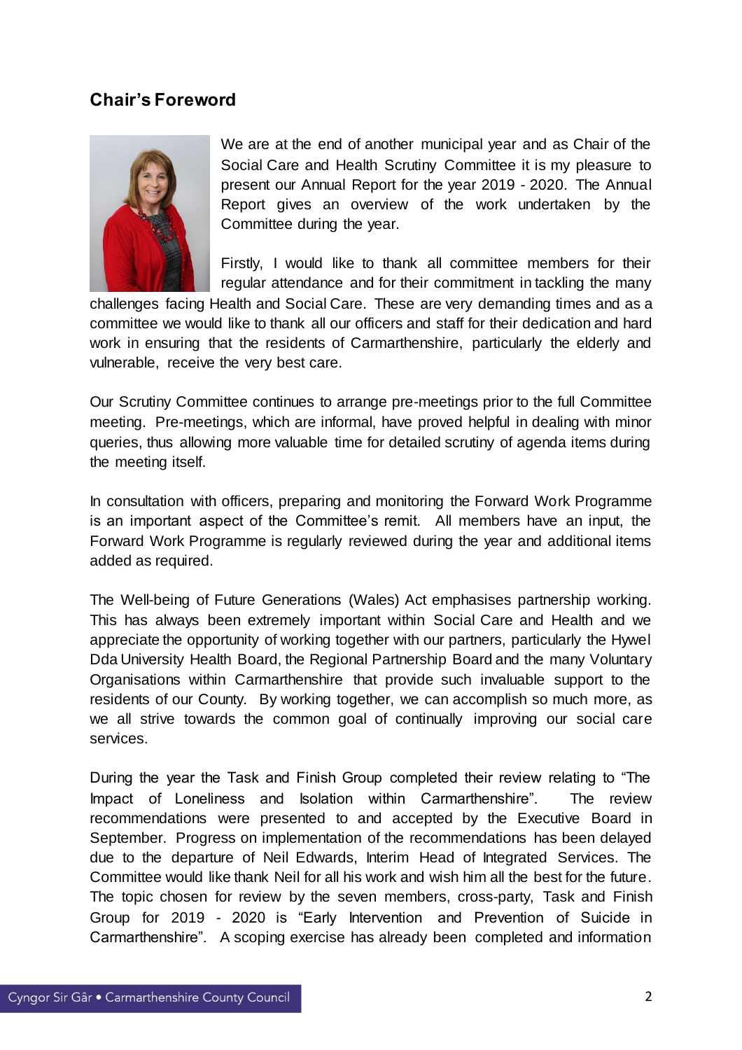## Chair's Foreword

We are at the end of another municipal year and as Chair of the Social Care and Health Scrutiny Committee it is my pleasure to present our Annual Report for the year 2019 - 2020. The Annual Report gives an overview of the work undertaken by the Committee during the year.

Firstly, I would like to thank all committee members for their regular attendance and for their commitment in tackling the many challenges facing Health and Social Care. These are very demanding times and as a committee we would like to thank all our officers and staff for their dedication and hard work in ensuring that the residents of Carmarthenshire, particularly the elderly and vulnerable, receive the very best care.

Our Scrutiny Committee continues to arrange pre-meetings prior to the full Committee meeting. Pre-meetings, which are informal, have proved helpful in dealing with minor queries, thus allowing more valuable time for detailed scrutiny of agenda items during the meeting itself.

In consultation with officers, preparing and monitoring the Forward Work Programme is an important aspect of the Committee's remit. All members have an input, the Forward Work Programme is regularly reviewed during the year and additional items added as required.

The Well-being of Future Generations (Wales) Act emphasises partnership working. This has always been extremely important within Social Care and Health and we appreciate the opportunity of working together with our partners, particularly the Hywel Dda University Health Board, the Regional Partnership Board and the many Voluntary Organisations within Carmarthenshire that provide such invaluable support to the residents of our County. By working together, we can accomplish so much more, as we all strive towards the common goal of continually improving our social care services.

During the year the Task and Finish Group completed their review relating to "The Impact of Loneliness and Isolation within Carmarthenshire". The review recommendations were presented to and accepted by the Executive Board in September. Progress on implementation of the recommendations has been delayed due to the departure of Neil Edwards, Interim Head of Integrated Services. The Committee would like thank Neil for all his work and wish him all the best for the future. The topic chosen for review by the seven members, cross-party, Task and Finish Group for 2019 - 2020 is "Early Intervention and Prevention of Suicide in Carmarthenshire". A scoping exercise has already been completed and information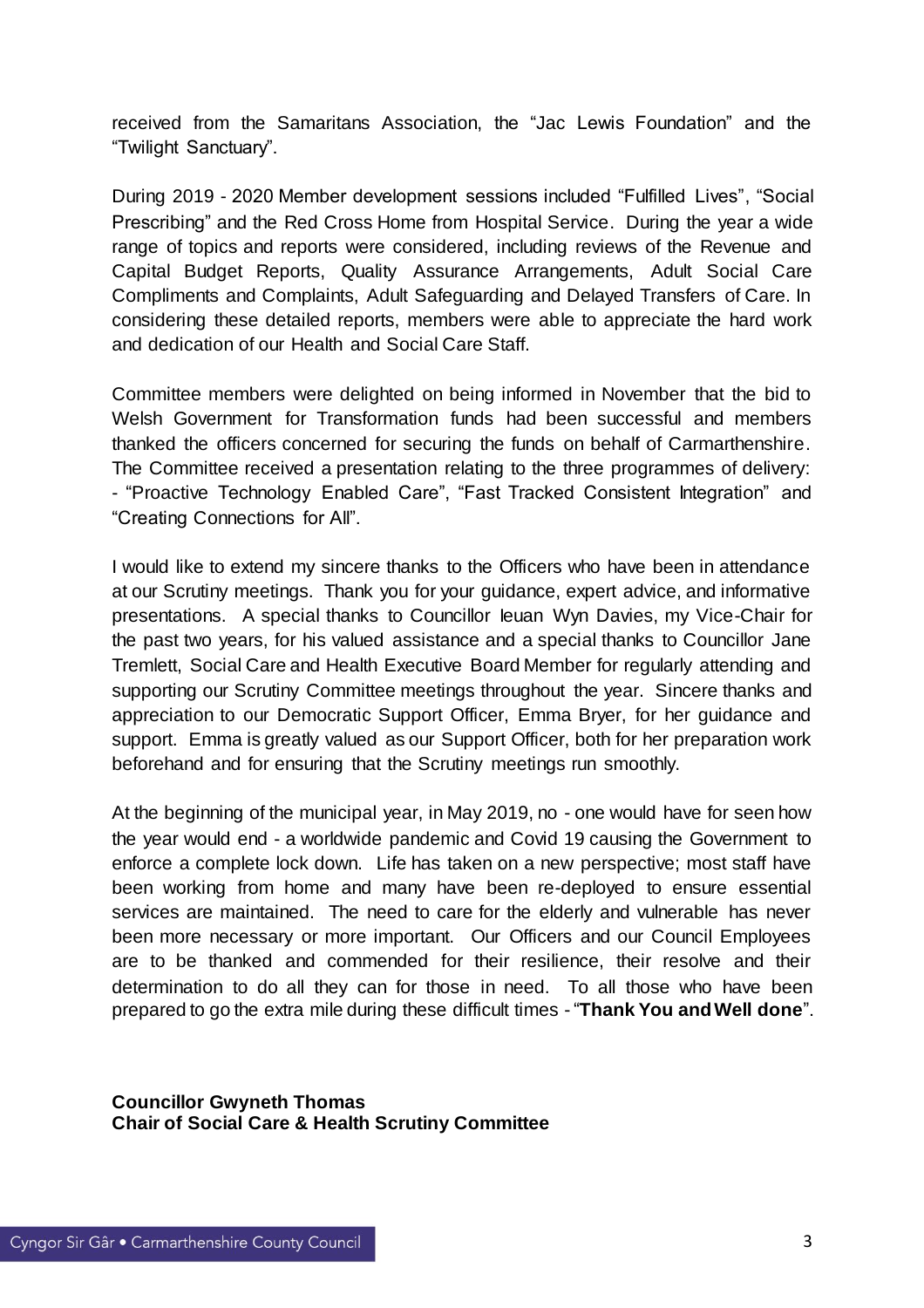received from the Samaritans Association, the "Jac Lewis Foundation" and the "Twilight Sanctuary".

During 2019 - 2020 Member development sessions included "Fulfilled Lives", "Social Prescribing" and the Red Cross Home from Hospital Service. During the year a wide range of topics and reports were considered, including reviews of the Revenue and Capital Budget Reports, Quality Assurance Arrangements, Adult Social Care Compliments and Complaints, Adult Safeguarding and Delayed Transfers of Care. In considering these detailed reports, members were able to appreciate the hard work and dedication of our Health and Social Care Staff.

Committee members were delighted on being informed in November that the bid to Welsh Government for Transformation funds had been successful and members thanked the officers concerned for securing the funds on behalf of Carmarthenshire. The Committee received a presentation relating to the three programmes of delivery: - "Proactive Technology Enabled Care", "Fast Tracked Consistent Integration" and "Creating Connections for All".

I would like to extend my sincere thanks to the Officers who have been in attendance at our Scrutiny meetings. Thank you for your guidance, expert advice, and informative presentations. A special thanks to Councillor Ieuan Wyn Davies, my Vice-Chair for the past two years, for his valued assistance and a special thanks to Councillor Jane Tremlett, Social Care and Health Executive Board Member for regularly attending and supporting our Scrutiny Committee meetings throughout the year. Sincere thanks and appreciation to our Democratic Support Officer, Emma Bryer, for her guidance and support. Emma is greatly valued as our Support Officer, both for her preparation work beforehand and for ensuring that the Scrutiny meetings run smoothly.

At the beginning of the municipal year, in May 2019, no - one would have for seen how the year would end - a worldwide pandemic and Covid 19 causing the Government to enforce a complete lock down. Life has taken on a new perspective; most staff have been working from home and many have been re-deployed to ensure essential services are maintained. The need to care for the elderly and vulnerable has never been more necessary or more important. Our Officers and our Council Employees are to be thanked and commended for their resilience, their resolve and their determination to do all they can for those in need. To all those who have been prepared to go the extra mile during these difficult times - "**Thank You and Well done**".

**Councillor Gwyneth Thomas**
**Chair of Social Care & Health Scrutiny Committee**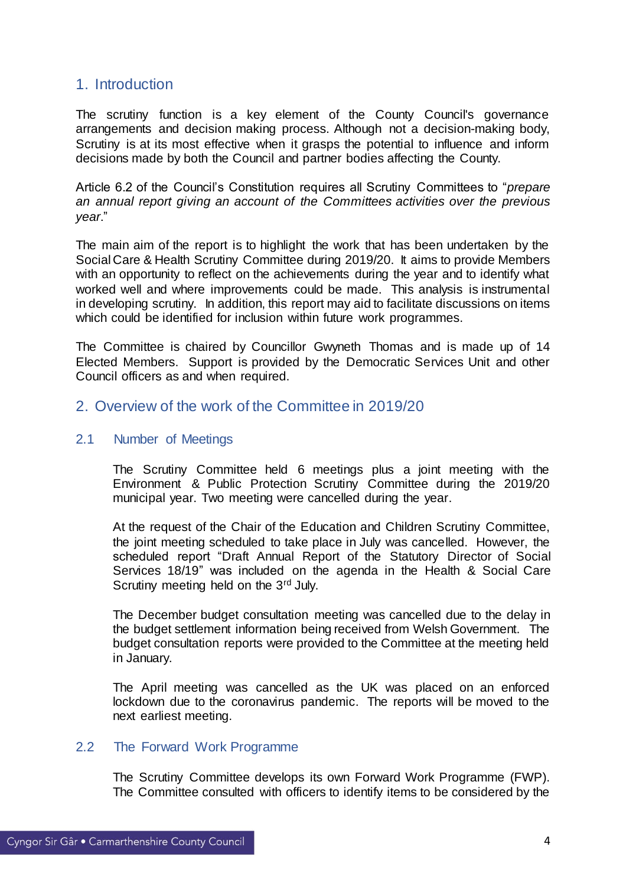## 1. Introduction

The scrutiny function is a key element of the County Council's governance arrangements and decision making process. Although not a decision-making body, Scrutiny is at its most effective when it grasps the potential to influence and inform decisions made by both the Council and partner bodies affecting the County.

Article 6.2 of the Council's Constitution requires all Scrutiny Committees to "*prepare an annual report giving an account of the Committees activities over the previous year*."

The main aim of the report is to highlight the work that has been undertaken by the Social Care & Health Scrutiny Committee during 2019/20. It aims to provide Members with an opportunity to reflect on the achievements during the year and to identify what worked well and where improvements could be made. This analysis is instrumental in developing scrutiny. In addition, this report may aid to facilitate discussions on items which could be identified for inclusion within future work programmes.

The Committee is chaired by Councillor Gwyneth Thomas and is made up of 14 Elected Members. Support is provided by the Democratic Services Unit and other Council officers as and when required.

## 2. Overview of the work of the Committee in 2019/20

### 2.1 Number of Meetings

The Scrutiny Committee held 6 meetings plus a joint meeting with the Environment & Public Protection Scrutiny Committee during the 2019/20 municipal year. Two meeting were cancelled during the year.

At the request of the Chair of the Education and Children Scrutiny Committee, the joint meeting scheduled to take place in July was cancelled. However, the scheduled report "Draft Annual Report of the Statutory Director of Social Services 18/19" was included on the agenda in the Health & Social Care Scrutiny meeting held on the 3rd July.

The December budget consultation meeting was cancelled due to the delay in the budget settlement information being received from Welsh Government. The budget consultation reports were provided to the Committee at the meeting held in January.

The April meeting was cancelled as the UK was placed on an enforced lockdown due to the coronavirus pandemic. The reports will be moved to the next earliest meeting.

### 2.2 The Forward Work Programme

The Scrutiny Committee develops its own Forward Work Programme (FWP). The Committee consulted with officers to identify items to be considered by the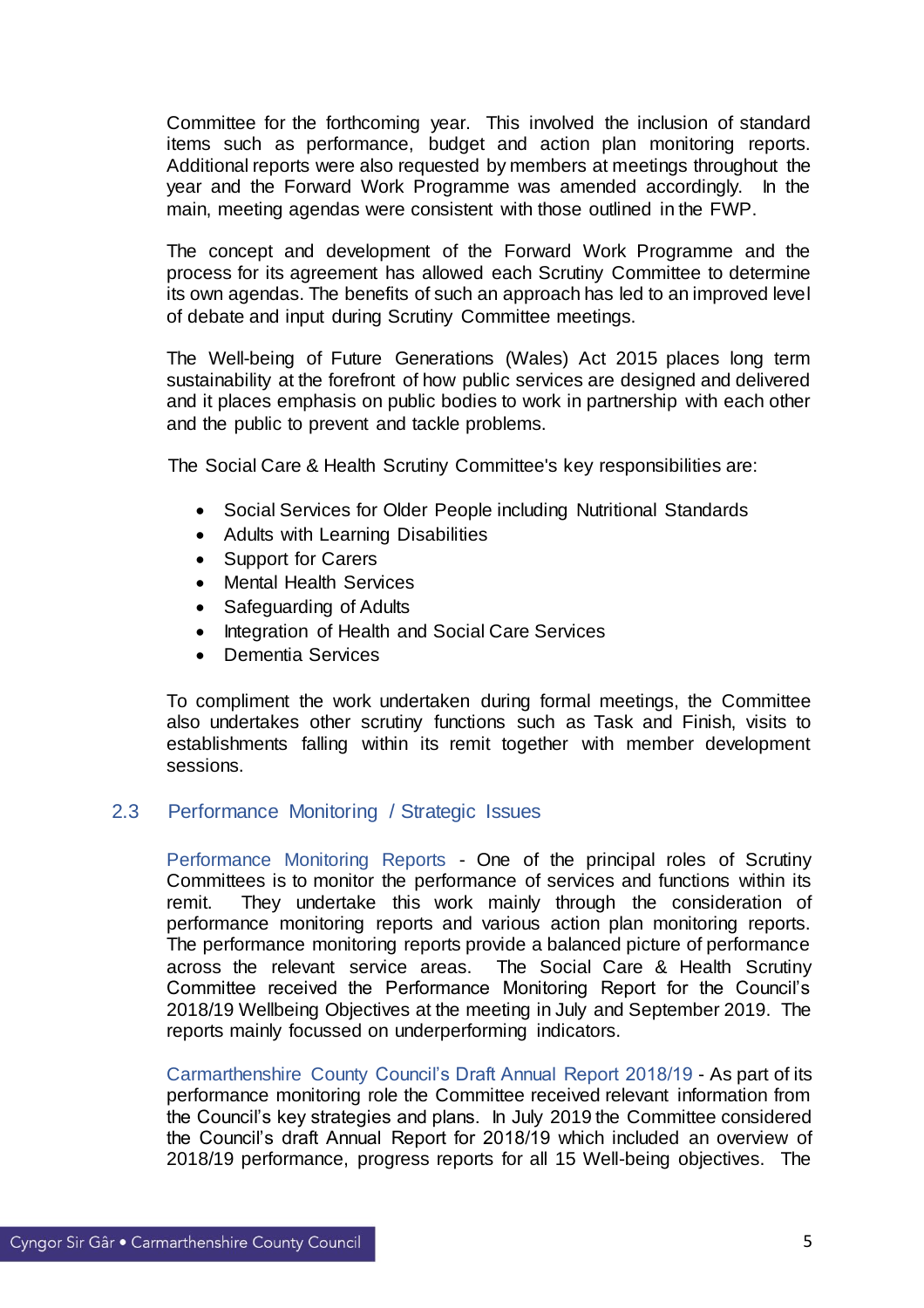Committee for the forthcoming year. This involved the inclusion of standard items such as performance, budget and action plan monitoring reports. Additional reports were also requested by members at meetings throughout the year and the Forward Work Programme was amended accordingly. In the main, meeting agendas were consistent with those outlined in the FWP.

The concept and development of the Forward Work Programme and the process for its agreement has allowed each Scrutiny Committee to determine its own agendas. The benefits of such an approach has led to an improved level of debate and input during Scrutiny Committee meetings.

The Well-being of Future Generations (Wales) Act 2015 places long term sustainability at the forefront of how public services are designed and delivered and it places emphasis on public bodies to work in partnership with each other and the public to prevent and tackle problems.

The Social Care & Health Scrutiny Committee's key responsibilities are:

- Social Services for Older People including Nutritional Standards
- Adults with Learning Disabilities
- Support for Carers
- Mental Health Services
- Safeguarding of Adults
- Integration of Health and Social Care Services
- Dementia Services

To compliment the work undertaken during formal meetings, the Committee also undertakes other scrutiny functions such as Task and Finish, visits to establishments falling within its remit together with member development sessions.

## 2.3 Performance Monitoring / Strategic Issues

Performance Monitoring Reports - One of the principal roles of Scrutiny Committees is to monitor the performance of services and functions within its remit. They undertake this work mainly through the consideration of performance monitoring reports and various action plan monitoring reports. The performance monitoring reports provide a balanced picture of performance across the relevant service areas. The Social Care & Health Scrutiny Committee received the Performance Monitoring Report for the Council's 2018/19 Wellbeing Objectives at the meeting in July and September 2019. The reports mainly focussed on underperforming indicators.

Carmarthenshire County Council's Draft Annual Report 2018/19 - As part of its performance monitoring role the Committee received relevant information from the Council's key strategies and plans. In July 2019 the Committee considered the Council's draft Annual Report for 2018/19 which included an overview of 2018/19 performance, progress reports for all 15 Well-being objectives. The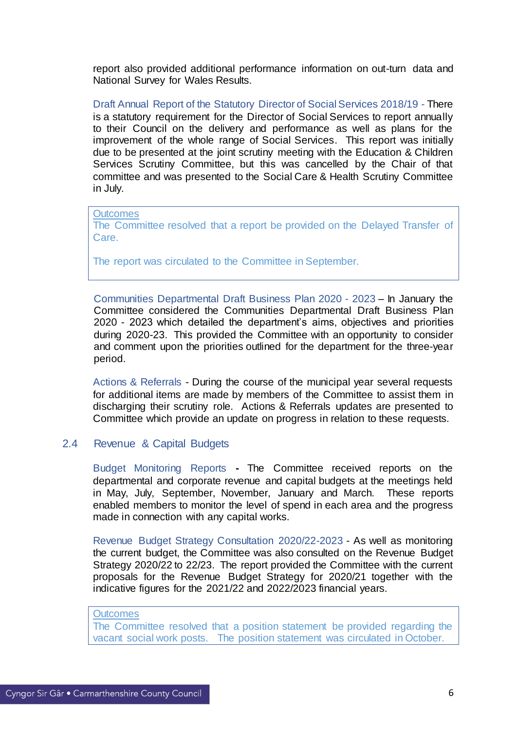report also provided additional performance information on out-turn data and National Survey for Wales Results.

**Draft Annual Report of the Statutory Director of Social Services 2018/19** - There is a statutory requirement for the Director of Social Services to report annually to their Council on the delivery and performance as well as plans for the improvement of the whole range of Social Services. This report was initially due to be presented at the joint scrutiny meeting with the Education & Children Services Scrutiny Committee, but this was cancelled by the Chair of that committee and was presented to the Social Care & Health Scrutiny Committee in July.

> Outcomes
>
> The Committee resolved that a report be provided on the Delayed Transfer of Care.
>
> The report was circulated to the Committee in September.

**Communities Departmental Draft Business Plan 2020 - 2023** – In January the Committee considered the Communities Departmental Draft Business Plan 2020 - 2023 which detailed the department's aims, objectives and priorities during 2020-23. This provided the Committee with an opportunity to consider and comment upon the priorities outlined for the department for the three-year period.

**Actions & Referrals** - During the course of the municipal year several requests for additional items are made by members of the Committee to assist them in discharging their scrutiny role. Actions & Referrals updates are presented to Committee which provide an update on progress in relation to these requests.

## 2.4 Revenue & Capital Budgets

**Budget Monitoring Reports** - The Committee received reports on the departmental and corporate revenue and capital budgets at the meetings held in May, July, September, November, January and March. These reports enabled members to monitor the level of spend in each area and the progress made in connection with any capital works.

**Revenue Budget Strategy Consultation 2020/22-2023** - As well as monitoring the current budget, the Committee was also consulted on the Revenue Budget Strategy 2020/22 to 22/23. The report provided the Committee with the current proposals for the Revenue Budget Strategy for 2020/21 together with the indicative figures for the 2021/22 and 2022/2023 financial years.

> Outcomes
>
> The Committee resolved that a position statement be provided regarding the vacant social work posts. The position statement was circulated in October.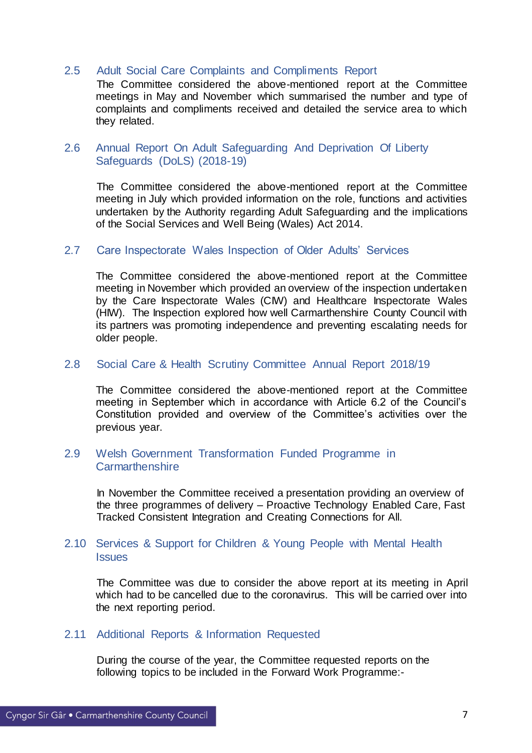### 2.5 Adult Social Care Complaints and Compliments Report

The Committee considered the above-mentioned report at the Committee meetings in May and November which summarised the number and type of complaints and compliments received and detailed the service area to which they related.

### 2.6 Annual Report On Adult Safeguarding And Deprivation Of Liberty Safeguards (DoLS) (2018-19)

The Committee considered the above-mentioned report at the Committee meeting in July which provided information on the role, functions and activities undertaken by the Authority regarding Adult Safeguarding and the implications of the Social Services and Well Being (Wales) Act 2014.

### 2.7 Care Inspectorate Wales Inspection of Older Adults' Services

The Committee considered the above-mentioned report at the Committee meeting in November which provided an overview of the inspection undertaken by the Care Inspectorate Wales (CIW) and Healthcare Inspectorate Wales (HIW). The Inspection explored how well Carmarthenshire County Council with its partners was promoting independence and preventing escalating needs for older people.

### 2.8 Social Care & Health Scrutiny Committee Annual Report 2018/19

The Committee considered the above-mentioned report at the Committee meeting in September which in accordance with Article 6.2 of the Council's Constitution provided and overview of the Committee's activities over the previous year.

### 2.9 Welsh Government Transformation Funded Programme in Carmarthenshire

In November the Committee received a presentation providing an overview of the three programmes of delivery – Proactive Technology Enabled Care, Fast Tracked Consistent Integration and Creating Connections for All.

### 2.10 Services & Support for Children & Young People with Mental Health Issues

The Committee was due to consider the above report at its meeting in April which had to be cancelled due to the coronavirus. This will be carried over into the next reporting period.

### 2.11 Additional Reports & Information Requested

During the course of the year, the Committee requested reports on the following topics to be included in the Forward Work Programme:-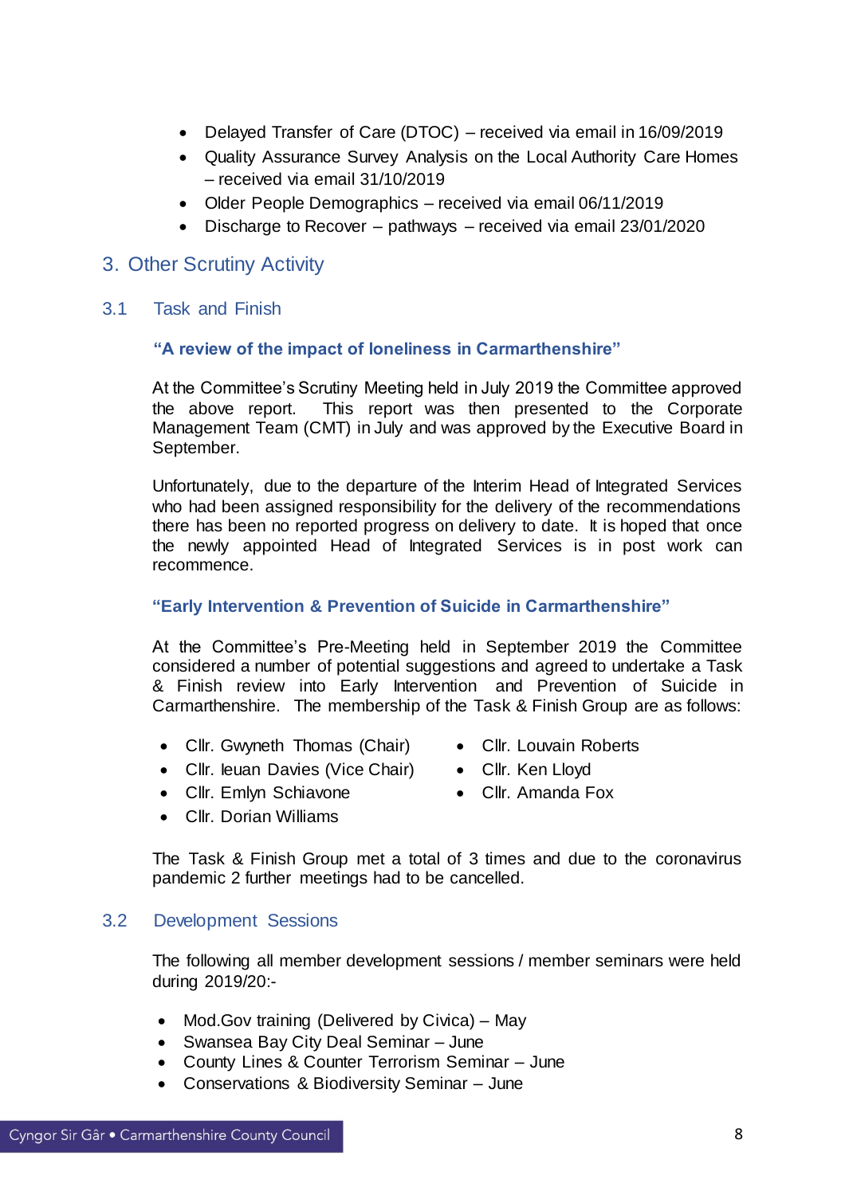- Delayed Transfer of Care (DTOC) – received via email in 16/09/2019
- Quality Assurance Survey Analysis on the Local Authority Care Homes – received via email 31/10/2019
- Older People Demographics – received via email 06/11/2019
- Discharge to Recover – pathways – received via email 23/01/2020

## 3. Other Scrutiny Activity

### 3.1 Task and Finish

**"A review of the impact of loneliness in Carmarthenshire"**

At the Committee's Scrutiny Meeting held in July 2019 the Committee approved the above report. This report was then presented to the Corporate Management Team (CMT) in July and was approved by the Executive Board in September.

Unfortunately, due to the departure of the Interim Head of Integrated Services who had been assigned responsibility for the delivery of the recommendations there has been no reported progress on delivery to date. It is hoped that once the newly appointed Head of Integrated Services is in post work can recommence.

**"Early Intervention & Prevention of Suicide in Carmarthenshire"**

At the Committee's Pre-Meeting held in September 2019 the Committee considered a number of potential suggestions and agreed to undertake a Task & Finish review into Early Intervention and Prevention of Suicide in Carmarthenshire. The membership of the Task & Finish Group are as follows:

- Cllr. Gwyneth Thomas (Chair)
- Cllr. Ieuan Davies (Vice Chair)
- Cllr. Emlyn Schiavone
- Cllr. Dorian Williams
- Cllr. Louvain Roberts
- Cllr. Ken Lloyd
- Cllr. Amanda Fox

The Task & Finish Group met a total of 3 times and due to the coronavirus pandemic 2 further meetings had to be cancelled.

### 3.2 Development Sessions

The following all member development sessions / member seminars were held during 2019/20:-

- Mod.Gov training (Delivered by Civica) – May
- Swansea Bay City Deal Seminar – June
- County Lines & Counter Terrorism Seminar – June
- Conservations & Biodiversity Seminar – June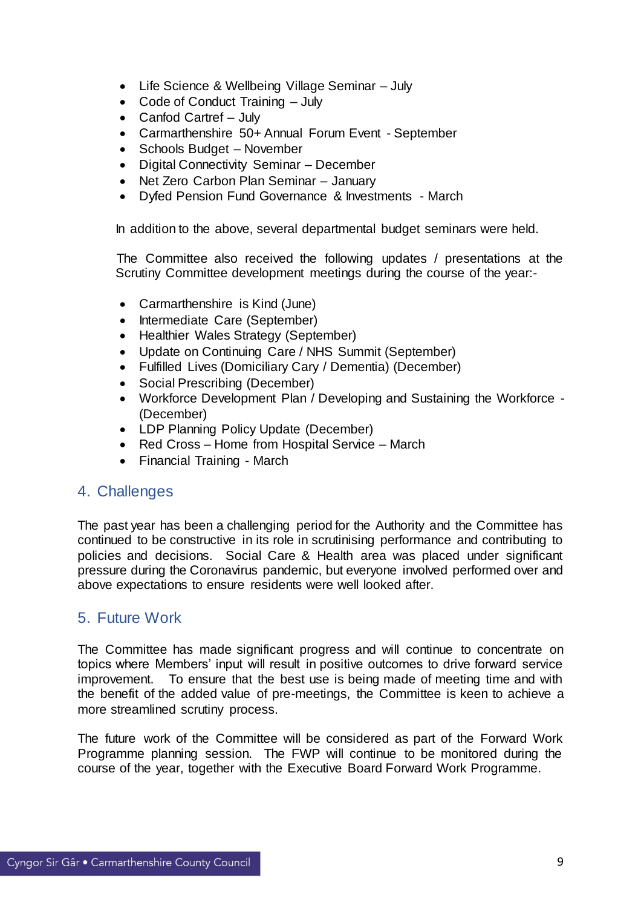- Life Science & Wellbeing Village Seminar – July
- Code of Conduct Training – July
- Canfod Cartref – July
- Carmarthenshire 50+ Annual Forum Event - September
- Schools Budget – November
- Digital Connectivity Seminar – December
- Net Zero Carbon Plan Seminar – January
- Dyfed Pension Fund Governance & Investments - March

In addition to the above, several departmental budget seminars were held.

The Committee also received the following updates / presentations at the Scrutiny Committee development meetings during the course of the year:-

- Carmarthenshire is Kind (June)
- Intermediate Care (September)
- Healthier Wales Strategy (September)
- Update on Continuing Care / NHS Summit (September)
- Fulfilled Lives (Domiciliary Cary / Dementia) (December)
- Social Prescribing (December)
- Workforce Development Plan / Developing and Sustaining the Workforce - (December)
- LDP Planning Policy Update (December)
- Red Cross – Home from Hospital Service – March
- Financial Training - March

## 4. Challenges

The past year has been a challenging period for the Authority and the Committee has continued to be constructive in its role in scrutinising performance and contributing to policies and decisions. Social Care & Health area was placed under significant pressure during the Coronavirus pandemic, but everyone involved performed over and above expectations to ensure residents were well looked after.

## 5. Future Work

The Committee has made significant progress and will continue to concentrate on topics where Members' input will result in positive outcomes to drive forward service improvement. To ensure that the best use is being made of meeting time and with the benefit of the added value of pre-meetings, the Committee is keen to achieve a more streamlined scrutiny process.

The future work of the Committee will be considered as part of the Forward Work Programme planning session. The FWP will continue to be monitored during the course of the year, together with the Executive Board Forward Work Programme.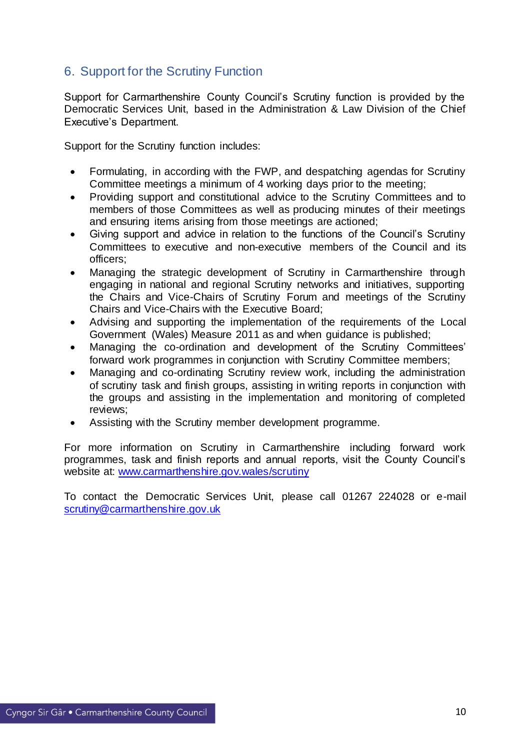## 6. Support for the Scrutiny Function

Support for Carmarthenshire County Council's Scrutiny function is provided by the Democratic Services Unit, based in the Administration & Law Division of the Chief Executive's Department.

Support for the Scrutiny function includes:

- Formulating, in according with the FWP, and despatching agendas for Scrutiny Committee meetings a minimum of 4 working days prior to the meeting;
- Providing support and constitutional advice to the Scrutiny Committees and to members of those Committees as well as producing minutes of their meetings and ensuring items arising from those meetings are actioned;
- Giving support and advice in relation to the functions of the Council's Scrutiny Committees to executive and non-executive members of the Council and its officers;
- Managing the strategic development of Scrutiny in Carmarthenshire through engaging in national and regional Scrutiny networks and initiatives, supporting the Chairs and Vice-Chairs of Scrutiny Forum and meetings of the Scrutiny Chairs and Vice-Chairs with the Executive Board;
- Advising and supporting the implementation of the requirements of the Local Government (Wales) Measure 2011 as and when guidance is published;
- Managing the co-ordination and development of the Scrutiny Committees' forward work programmes in conjunction with Scrutiny Committee members;
- Managing and co-ordinating Scrutiny review work, including the administration of scrutiny task and finish groups, assisting in writing reports in conjunction with the groups and assisting in the implementation and monitoring of completed reviews;
- Assisting with the Scrutiny member development programme.

For more information on Scrutiny in Carmarthenshire including forward work programmes, task and finish reports and annual reports, visit the County Council's website at: [www.carmarthenshire.gov.wales/scrutiny](http://www.carmarthenshire.gov.wales/scrutiny)

To contact the Democratic Services Unit, please call 01267 224028 or e-mail [scrutiny@carmarthenshire.gov.uk](mailto:scrutiny@carmarthenshire.gov.uk)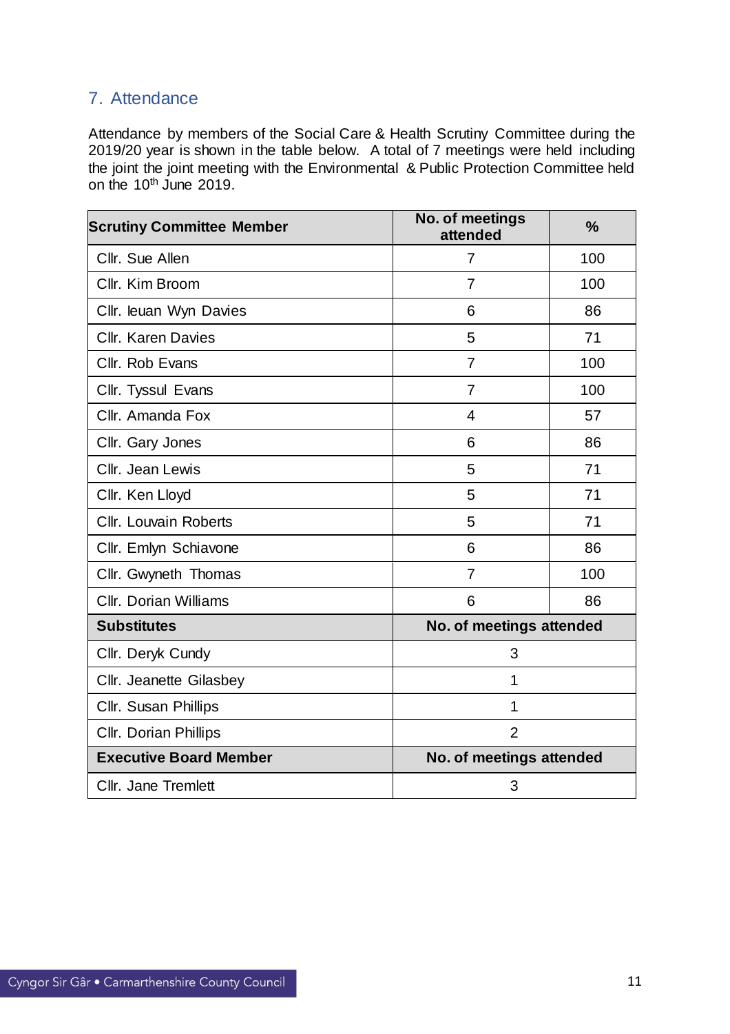## 7. Attendance

Attendance by members of the Social Care & Health Scrutiny Committee during the 2019/20 year is shown in the table below. A total of 7 meetings were held including the joint the joint meeting with the Environmental & Public Protection Committee held on the 10th June 2019.

| Scrutiny Committee Member | No. of meetings attended | % |
|---|---|---|
| Cllr. Sue Allen | 7 | 100 |
| Cllr. Kim Broom | 7 | 100 |
| Cllr. Ieuan Wyn Davies | 6 | 86 |
| Cllr. Karen Davies | 5 | 71 |
| Cllr. Rob Evans | 7 | 100 |
| Cllr. Tyssul Evans | 7 | 100 |
| Cllr. Amanda Fox | 4 | 57 |
| Cllr. Gary Jones | 6 | 86 |
| Cllr. Jean Lewis | 5 | 71 |
| Cllr. Ken Lloyd | 5 | 71 |
| Cllr. Louvain Roberts | 5 | 71 |
| Cllr. Emlyn Schiavone | 6 | 86 |
| Cllr. Gwyneth Thomas | 7 | 100 |
| Cllr. Dorian Williams | 6 | 86 |
| **Substitutes** | **No. of meetings attended** | |
| Cllr. Deryk Cundy | 3 | |
| Cllr. Jeanette Gilasbey | 1 | |
| Cllr. Susan Phillips | 1 | |
| Cllr. Dorian Phillips | 2 | |
| **Executive Board Member** | **No. of meetings attended** | |
| Cllr. Jane Tremlett | 3 | |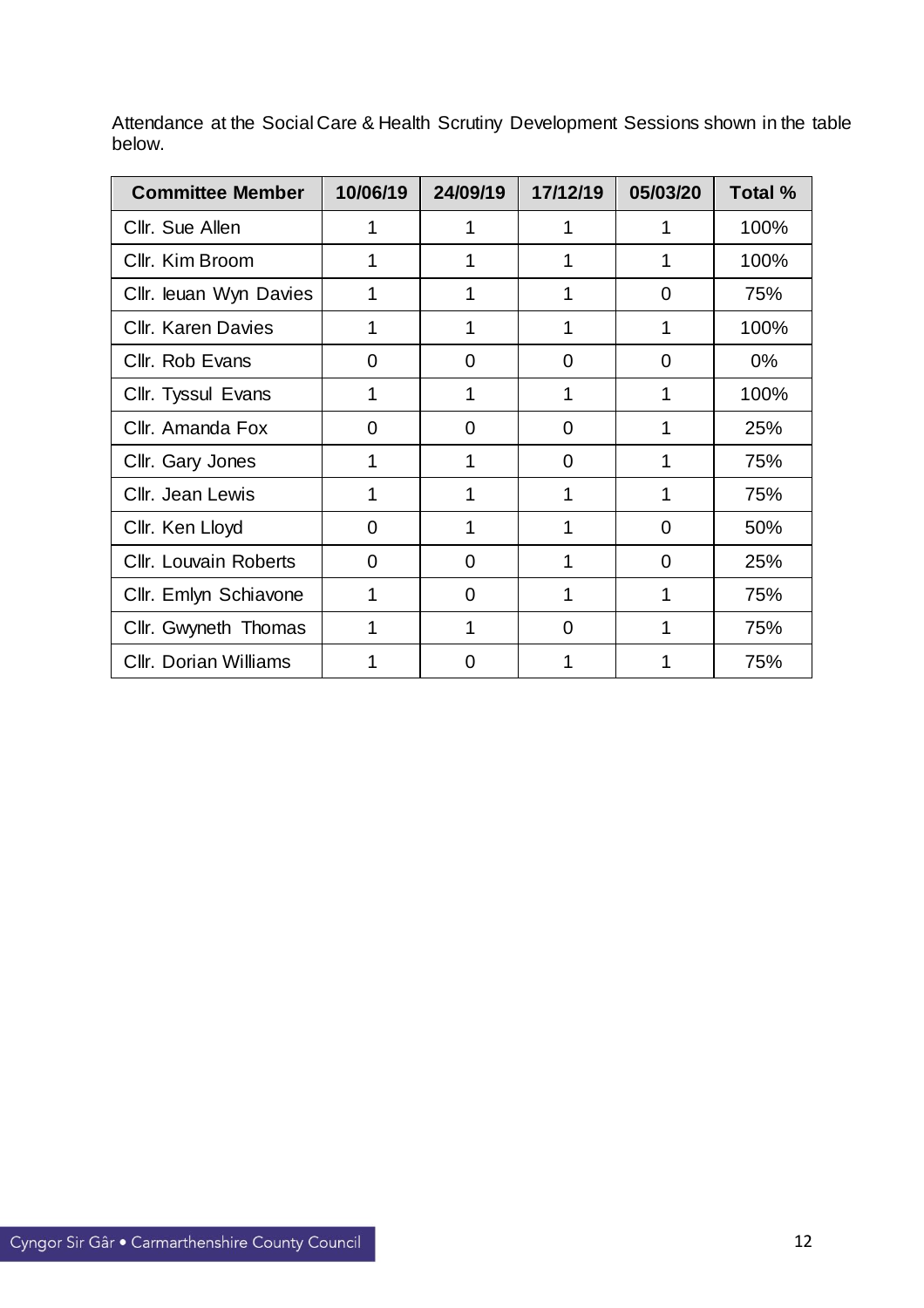Attendance at the Social Care & Health Scrutiny Development Sessions shown in the table below.

| Committee Member | 10/06/19 | 24/09/19 | 17/12/19 | 05/03/20 | Total % |
|---|---|---|---|---|---|
| Cllr. Sue Allen | 1 | 1 | 1 | 1 | 100% |
| Cllr. Kim Broom | 1 | 1 | 1 | 1 | 100% |
| Cllr. Ieuan Wyn Davies | 1 | 1 | 1 | 0 | 75% |
| Cllr. Karen Davies | 1 | 1 | 1 | 1 | 100% |
| Cllr. Rob Evans | 0 | 0 | 0 | 0 | 0% |
| Cllr. Tyssul Evans | 1 | 1 | 1 | 1 | 100% |
| Cllr. Amanda Fox | 0 | 0 | 0 | 1 | 25% |
| Cllr. Gary Jones | 1 | 1 | 0 | 1 | 75% |
| Cllr. Jean Lewis | 1 | 1 | 1 | 1 | 75% |
| Cllr. Ken Lloyd | 0 | 1 | 1 | 0 | 50% |
| Cllr. Louvain Roberts | 0 | 0 | 1 | 0 | 25% |
| Cllr. Emlyn Schiavone | 1 | 0 | 1 | 1 | 75% |
| Cllr. Gwyneth Thomas | 1 | 1 | 0 | 1 | 75% |
| Cllr. Dorian Williams | 1 | 0 | 1 | 1 | 75% |